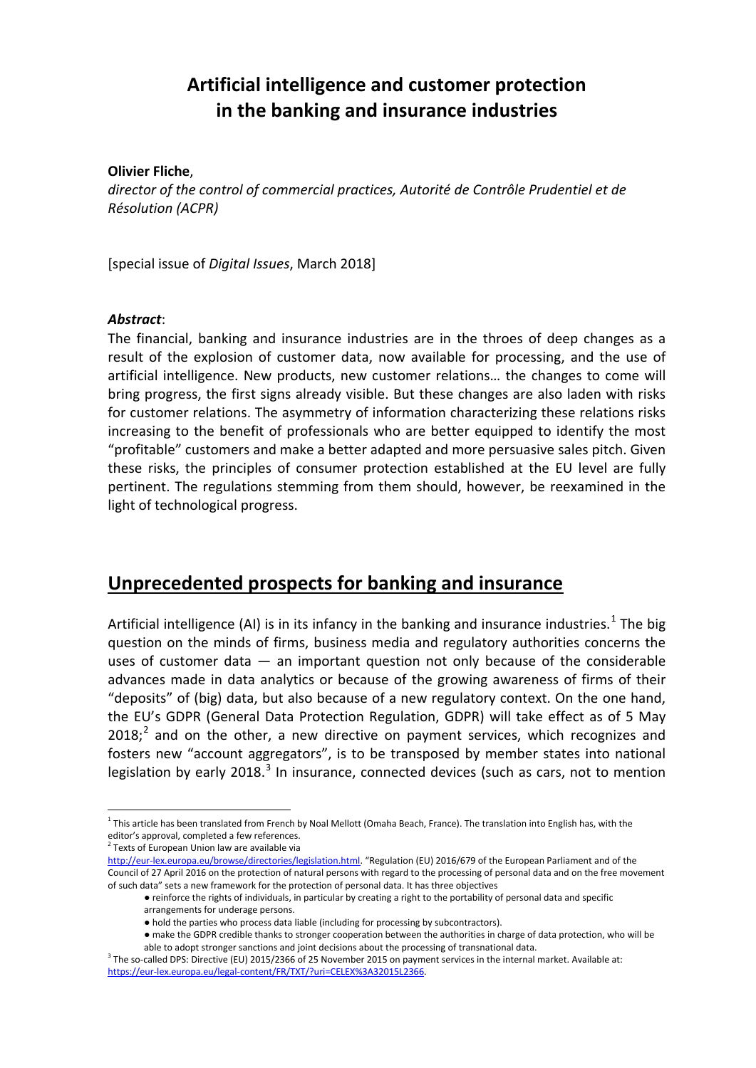# Artificial intelligence and customer protection in the banking and insurance industries

**Olivier Fliche**,
*director of the control of commercial practices, Autorité de Contrôle Prudentiel et de Résolution (ACPR)*

[special issue of *Digital Issues*, March 2018]

***Abstract***:
The financial, banking and insurance industries are in the throes of deep changes as a result of the explosion of customer data, now available for processing, and the use of artificial intelligence. New products, new customer relations… the changes to come will bring progress, the first signs already visible. But these changes are also laden with risks for customer relations. The asymmetry of information characterizing these relations risks increasing to the benefit of professionals who are better equipped to identify the most "profitable" customers and make a better adapted and more persuasive sales pitch. Given these risks, the principles of consumer protection established at the EU level are fully pertinent. The regulations stemming from them should, however, be reexamined in the light of technological progress.

## Unprecedented prospects for banking and insurance

Artificial intelligence (AI) is in its infancy in the banking and insurance industries.[1] The big question on the minds of firms, business media and regulatory authorities concerns the uses of customer data — an important question not only because of the considerable advances made in data analytics or because of the growing awareness of firms of their "deposits" of (big) data, but also because of a new regulatory context. On the one hand, the EU's GDPR (General Data Protection Regulation, GDPR) will take effect as of 5 May 2018;[2] and on the other, a new directive on payment services, which recognizes and fosters new "account aggregators", is to be transposed by member states into national legislation by early 2018.[3] In insurance, connected devices (such as cars, not to mention

[1] This article has been translated from French by Noal Mellott (Omaha Beach, France). The translation into English has, with the editor's approval, completed a few references.

[2] Texts of European Union law are available via http://eur-lex.europa.eu/browse/directories/legislation.html. "Regulation (EU) 2016/679 of the European Parliament and of the Council of 27 April 2016 on the protection of natural persons with regard to the processing of personal data and on the free movement of such data" sets a new framework for the protection of personal data. It has three objectives

- reinforce the rights of individuals, in particular by creating a right to the portability of personal data and specific arrangements for underage persons.
- hold the parties who process data liable (including for processing by subcontractors).
- make the GDPR credible thanks to stronger cooperation between the authorities in charge of data protection, who will be able to adopt stronger sanctions and joint decisions about the processing of transnational data.

[3] The so-called DPS: Directive (EU) 2015/2366 of 25 November 2015 on payment services in the internal market. Available at: https://eur-lex.europa.eu/legal-content/FR/TXT/?uri=CELEX%3A32015L2366.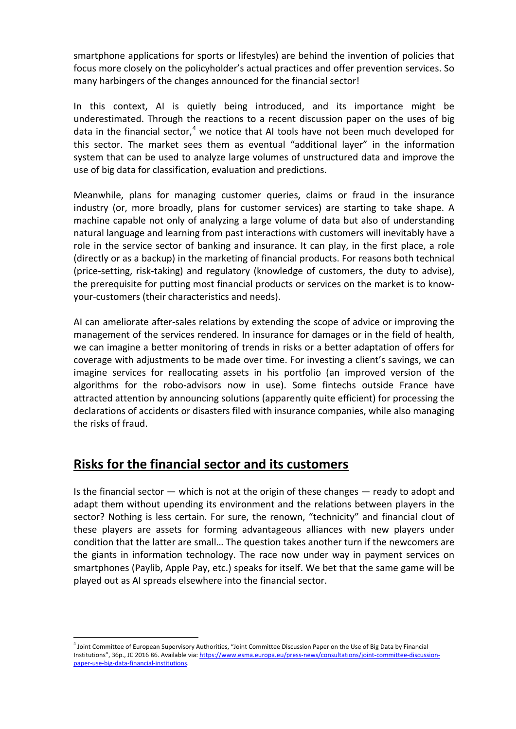smartphone applications for sports or lifestyles) are behind the invention of policies that focus more closely on the policyholder's actual practices and offer prevention services. So many harbingers of the changes announced for the financial sector!

In this context, AI is quietly being introduced, and its importance might be underestimated. Through the reactions to a recent discussion paper on the uses of big data in the financial sector,[4] we notice that AI tools have not been much developed for this sector. The market sees them as eventual "additional layer" in the information system that can be used to analyze large volumes of unstructured data and improve the use of big data for classification, evaluation and predictions.

Meanwhile, plans for managing customer queries, claims or fraud in the insurance industry (or, more broadly, plans for customer services) are starting to take shape. A machine capable not only of analyzing a large volume of data but also of understanding natural language and learning from past interactions with customers will inevitably have a role in the service sector of banking and insurance. It can play, in the first place, a role (directly or as a backup) in the marketing of financial products. For reasons both technical (price-setting, risk-taking) and regulatory (knowledge of customers, the duty to advise), the prerequisite for putting most financial products or services on the market is to know-your-customers (their characteristics and needs).

AI can ameliorate after-sales relations by extending the scope of advice or improving the management of the services rendered. In insurance for damages or in the field of health, we can imagine a better monitoring of trends in risks or a better adaptation of offers for coverage with adjustments to be made over time. For investing a client's savings, we can imagine services for reallocating assets in his portfolio (an improved version of the algorithms for the robo-advisors now in use). Some fintechs outside France have attracted attention by announcing solutions (apparently quite efficient) for processing the declarations of accidents or disasters filed with insurance companies, while also managing the risks of fraud.

## Risks for the financial sector and its customers

Is the financial sector — which is not at the origin of these changes — ready to adopt and adapt them without upending its environment and the relations between players in the sector? Nothing is less certain. For sure, the renown, "technicity" and financial clout of these players are assets for forming advantageous alliances with new players under condition that the latter are small… The question takes another turn if the newcomers are the giants in information technology. The race now under way in payment services on smartphones (Paylib, Apple Pay, etc.) speaks for itself. We bet that the same game will be played out as AI spreads elsewhere into the financial sector.

---

[4] Joint Committee of European Supervisory Authorities, "Joint Committee Discussion Paper on the Use of Big Data by Financial Institutions", 36p., JC 2016 86. Available via: https://www.esma.europa.eu/press-news/consultations/joint-committee-discussion-paper-use-big-data-financial-institutions.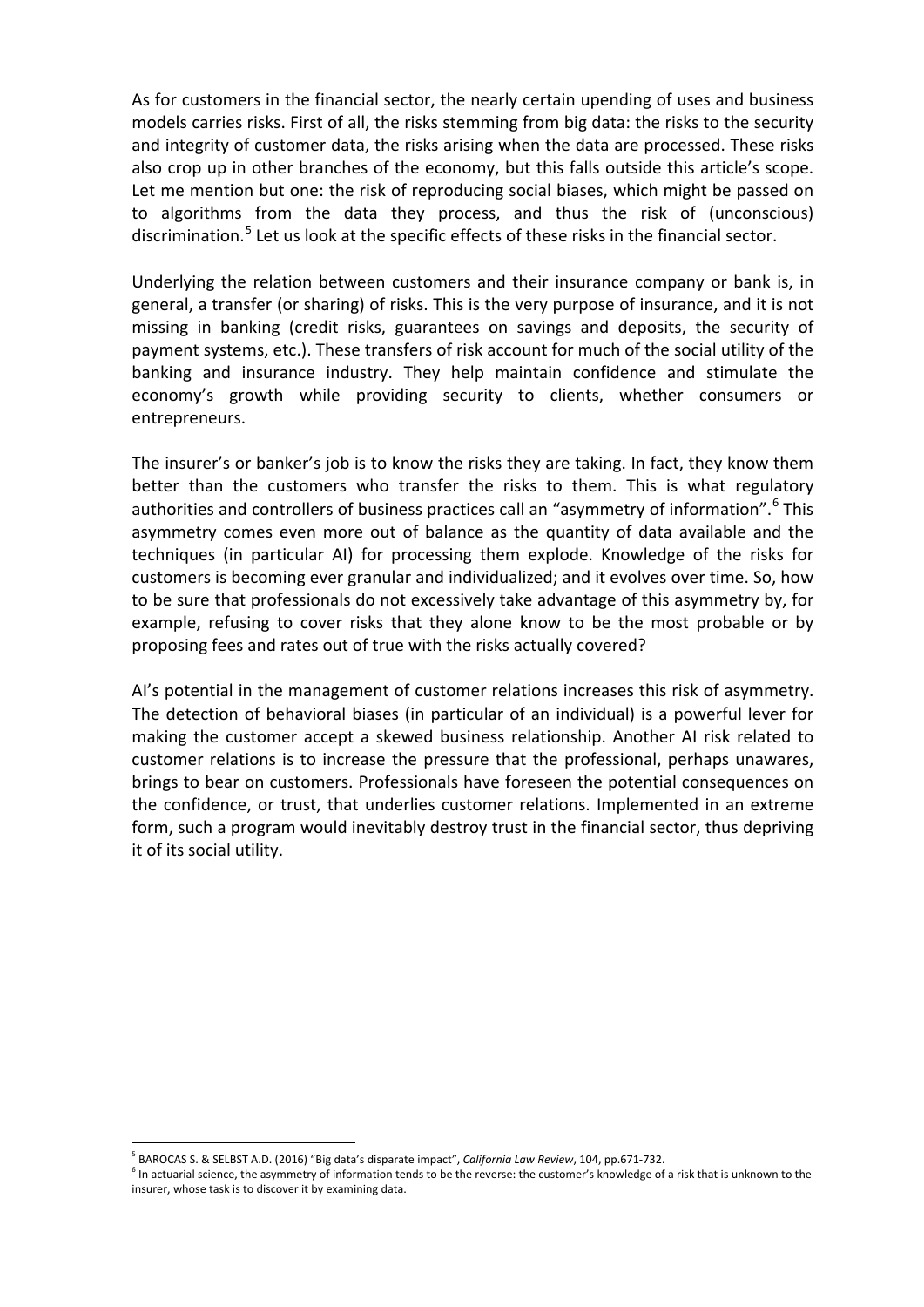As for customers in the financial sector, the nearly certain upending of uses and business models carries risks. First of all, the risks stemming from big data: the risks to the security and integrity of customer data, the risks arising when the data are processed. These risks also crop up in other branches of the economy, but this falls outside this article's scope. Let me mention but one: the risk of reproducing social biases, which might be passed on to algorithms from the data they process, and thus the risk of (unconscious) discrimination.[5] Let us look at the specific effects of these risks in the financial sector.

Underlying the relation between customers and their insurance company or bank is, in general, a transfer (or sharing) of risks. This is the very purpose of insurance, and it is not missing in banking (credit risks, guarantees on savings and deposits, the security of payment systems, etc.). These transfers of risk account for much of the social utility of the banking and insurance industry. They help maintain confidence and stimulate the economy's growth while providing security to clients, whether consumers or entrepreneurs.

The insurer's or banker's job is to know the risks they are taking. In fact, they know them better than the customers who transfer the risks to them. This is what regulatory authorities and controllers of business practices call an "asymmetry of information".[6] This asymmetry comes even more out of balance as the quantity of data available and the techniques (in particular AI) for processing them explode. Knowledge of the risks for customers is becoming ever granular and individualized; and it evolves over time. So, how to be sure that professionals do not excessively take advantage of this asymmetry by, for example, refusing to cover risks that they alone know to be the most probable or by proposing fees and rates out of true with the risks actually covered?

AI's potential in the management of customer relations increases this risk of asymmetry. The detection of behavioral biases (in particular of an individual) is a powerful lever for making the customer accept a skewed business relationship. Another AI risk related to customer relations is to increase the pressure that the professional, perhaps unawares, brings to bear on customers. Professionals have foreseen the potential consequences on the confidence, or trust, that underlies customer relations. Implemented in an extreme form, such a program would inevitably destroy trust in the financial sector, thus depriving it of its social utility.

---

[5] BAROCAS S. & SELBST A.D. (2016) "Big data's disparate impact", *California Law Review*, 104, pp.671-732.

[6] In actuarial science, the asymmetry of information tends to be the reverse: the customer's knowledge of a risk that is unknown to the insurer, whose task is to discover it by examining data.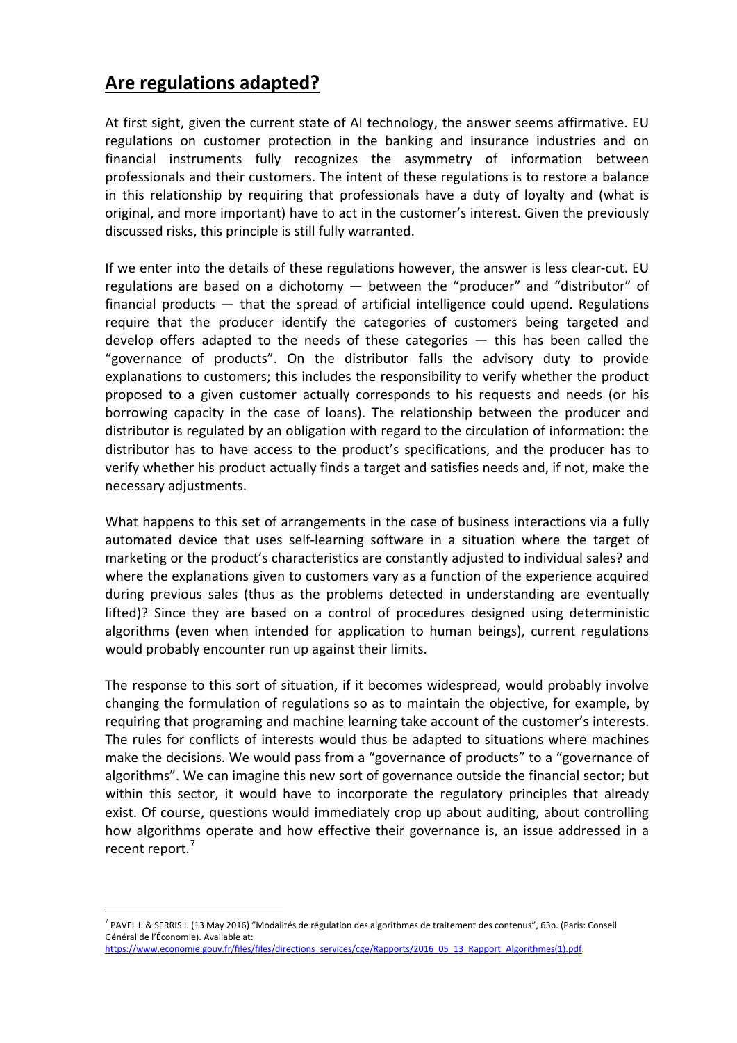## **Are regulations adapted?**

At first sight, given the current state of AI technology, the answer seems affirmative. EU regulations on customer protection in the banking and insurance industries and on financial instruments fully recognizes the asymmetry of information between professionals and their customers. The intent of these regulations is to restore a balance in this relationship by requiring that professionals have a duty of loyalty and (what is original, and more important) have to act in the customer's interest. Given the previously discussed risks, this principle is still fully warranted.

If we enter into the details of these regulations however, the answer is less clear-cut. EU regulations are based on a dichotomy — between the "producer" and "distributor" of financial products — that the spread of artificial intelligence could upend. Regulations require that the producer identify the categories of customers being targeted and develop offers adapted to the needs of these categories — this has been called the "governance of products". On the distributor falls the advisory duty to provide explanations to customers; this includes the responsibility to verify whether the product proposed to a given customer actually corresponds to his requests and needs (or his borrowing capacity in the case of loans). The relationship between the producer and distributor is regulated by an obligation with regard to the circulation of information: the distributor has to have access to the product's specifications, and the producer has to verify whether his product actually finds a target and satisfies needs and, if not, make the necessary adjustments.

What happens to this set of arrangements in the case of business interactions via a fully automated device that uses self-learning software in a situation where the target of marketing or the product's characteristics are constantly adjusted to individual sales? and where the explanations given to customers vary as a function of the experience acquired during previous sales (thus as the problems detected in understanding are eventually lifted)? Since they are based on a control of procedures designed using deterministic algorithms (even when intended for application to human beings), current regulations would probably encounter run up against their limits.

The response to this sort of situation, if it becomes widespread, would probably involve changing the formulation of regulations so as to maintain the objective, for example, by requiring that programing and machine learning take account of the customer's interests. The rules for conflicts of interests would thus be adapted to situations where machines make the decisions. We would pass from a "governance of products" to a "governance of algorithms". We can imagine this new sort of governance outside the financial sector; but within this sector, it would have to incorporate the regulatory principles that already exist. Of course, questions would immediately crop up about auditing, about controlling how algorithms operate and how effective their governance is, an issue addressed in a recent report.[7]

---

[7] PAVEL I. & SERRIS I. (13 May 2016) "Modalités de régulation des algorithmes de traitement des contenus", 63p. (Paris: Conseil Général de l'Économie). Available at: https://www.economie.gouv.fr/files/files/directions_services/cge/Rapports/2016_05_13_Rapport_Algorithmes(1).pdf.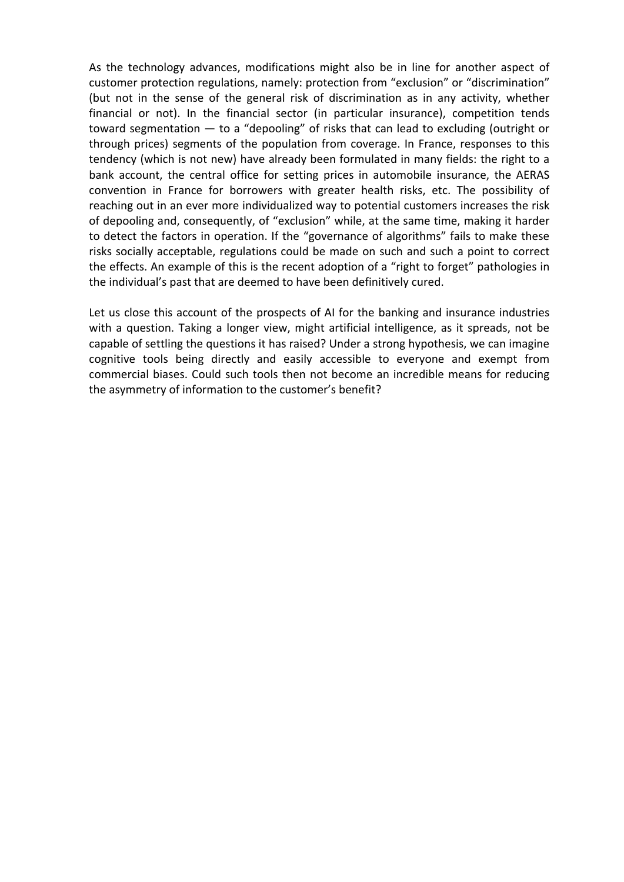As the technology advances, modifications might also be in line for another aspect of customer protection regulations, namely: protection from "exclusion" or "discrimination" (but not in the sense of the general risk of discrimination as in any activity, whether financial or not). In the financial sector (in particular insurance), competition tends toward segmentation — to a "depooling" of risks that can lead to excluding (outright or through prices) segments of the population from coverage. In France, responses to this tendency (which is not new) have already been formulated in many fields: the right to a bank account, the central office for setting prices in automobile insurance, the AERAS convention in France for borrowers with greater health risks, etc. The possibility of reaching out in an ever more individualized way to potential customers increases the risk of depooling and, consequently, of "exclusion" while, at the same time, making it harder to detect the factors in operation. If the "governance of algorithms" fails to make these risks socially acceptable, regulations could be made on such and such a point to correct the effects. An example of this is the recent adoption of a "right to forget" pathologies in the individual's past that are deemed to have been definitively cured.

Let us close this account of the prospects of AI for the banking and insurance industries with a question. Taking a longer view, might artificial intelligence, as it spreads, not be capable of settling the questions it has raised? Under a strong hypothesis, we can imagine cognitive tools being directly and easily accessible to everyone and exempt from commercial biases. Could such tools then not become an incredible means for reducing the asymmetry of information to the customer's benefit?